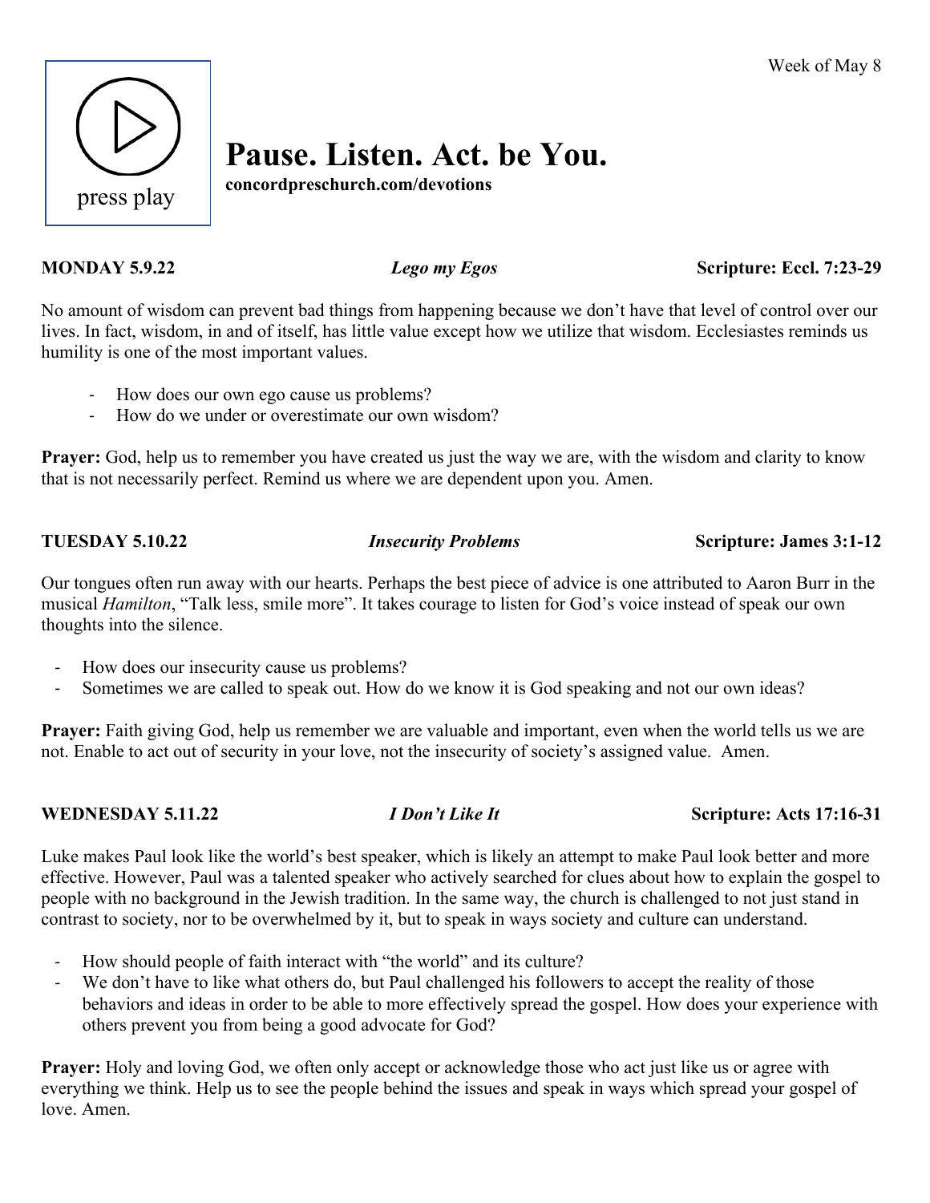Week of May 8

press play

# Pause. Listen. Act. be You.

**concordpreschurch.com/devotions**

**MONDAY 5.9.22** | ***Lego my Egos*** | **Scripture: Eccl. 7:23-29**

No amount of wisdom can prevent bad things from happening because we don't have that level of control over our lives. In fact, wisdom, in and of itself, has little value except how we utilize that wisdom. Ecclesiastes reminds us humility is one of the most important values.

- How does our own ego cause us problems?
- How do we under or overestimate our own wisdom?

**Prayer:** God, help us to remember you have created us just the way we are, with the wisdom and clarity to know that is not necessarily perfect. Remind us where we are dependent upon you. Amen.

**TUESDAY 5.10.22** | ***Insecurity Problems*** | **Scripture: James 3:1-12**

Our tongues often run away with our hearts. Perhaps the best piece of advice is one attributed to Aaron Burr in the musical *Hamilton*, "Talk less, smile more". It takes courage to listen for God's voice instead of speak our own thoughts into the silence.

- How does our insecurity cause us problems?
- Sometimes we are called to speak out. How do we know it is God speaking and not our own ideas?

**Prayer:** Faith giving God, help us remember we are valuable and important, even when the world tells us we are not. Enable to act out of security in your love, not the insecurity of society's assigned value. Amen.

**WEDNESDAY 5.11.22** | ***I Don't Like It*** | **Scripture: Acts 17:16-31**

Luke makes Paul look like the world's best speaker, which is likely an attempt to make Paul look better and more effective. However, Paul was a talented speaker who actively searched for clues about how to explain the gospel to people with no background in the Jewish tradition. In the same way, the church is challenged to not just stand in contrast to society, nor to be overwhelmed by it, but to speak in ways society and culture can understand.

- How should people of faith interact with "the world" and its culture?
- We don't have to like what others do, but Paul challenged his followers to accept the reality of those behaviors and ideas in order to be able to more effectively spread the gospel. How does your experience with others prevent you from being a good advocate for God?

**Prayer:** Holy and loving God, we often only accept or acknowledge those who act just like us or agree with everything we think. Help us to see the people behind the issues and speak in ways which spread your gospel of love. Amen.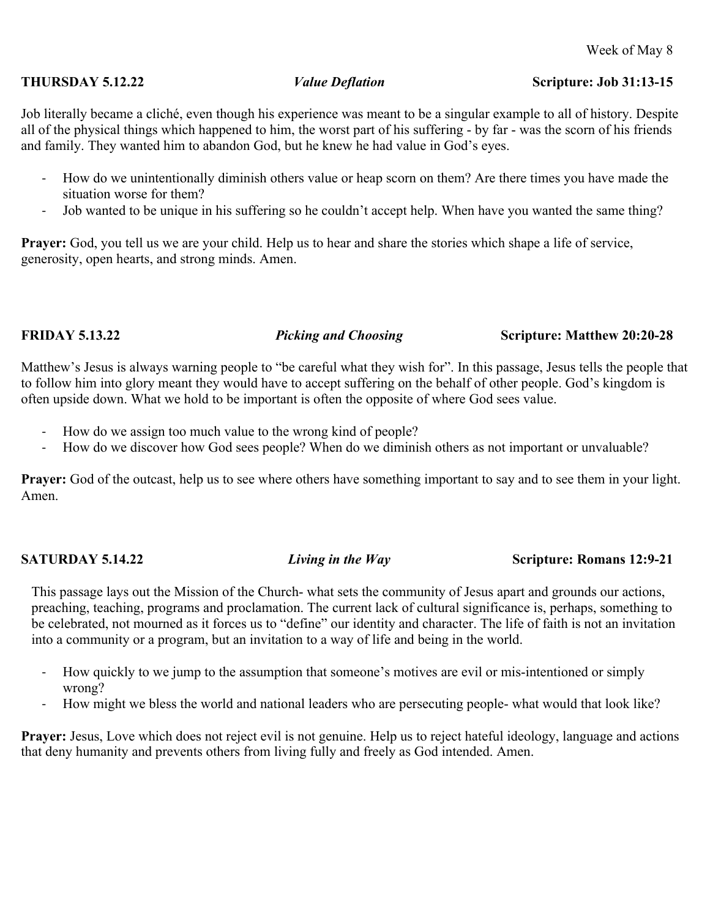Week of May 8

**THURSDAY 5.12.22** *Value Deflation* **Scripture: Job 31:13-15**

Job literally became a cliché, even though his experience was meant to be a singular example to all of history. Despite all of the physical things which happened to him, the worst part of his suffering - by far - was the scorn of his friends and family. They wanted him to abandon God, but he knew he had value in God's eyes.

- How do we unintentionally diminish others value or heap scorn on them? Are there times you have made the situation worse for them?
- Job wanted to be unique in his suffering so he couldn't accept help. When have you wanted the same thing?

**Prayer:** God, you tell us we are your child. Help us to hear and share the stories which shape a life of service, generosity, open hearts, and strong minds. Amen.

**FRIDAY 5.13.22** *Picking and Choosing* **Scripture: Matthew 20:20-28**

Matthew's Jesus is always warning people to "be careful what they wish for". In this passage, Jesus tells the people that to follow him into glory meant they would have to accept suffering on the behalf of other people. God's kingdom is often upside down. What we hold to be important is often the opposite of where God sees value.

- How do we assign too much value to the wrong kind of people?
- How do we discover how God sees people? When do we diminish others as not important or unvaluable?

**Prayer:** God of the outcast, help us to see where others have something important to say and to see them in your light. Amen.

**SATURDAY 5.14.22** *Living in the Way* **Scripture: Romans 12:9-21**

This passage lays out the Mission of the Church- what sets the community of Jesus apart and grounds our actions, preaching, teaching, programs and proclamation. The current lack of cultural significance is, perhaps, something to be celebrated, not mourned as it forces us to "define" our identity and character. The life of faith is not an invitation into a community or a program, but an invitation to a way of life and being in the world.

- How quickly to we jump to the assumption that someone's motives are evil or mis-intentioned or simply wrong?
- How might we bless the world and national leaders who are persecuting people- what would that look like?

**Prayer:** Jesus, Love which does not reject evil is not genuine. Help us to reject hateful ideology, language and actions that deny humanity and prevents others from living fully and freely as God intended. Amen.